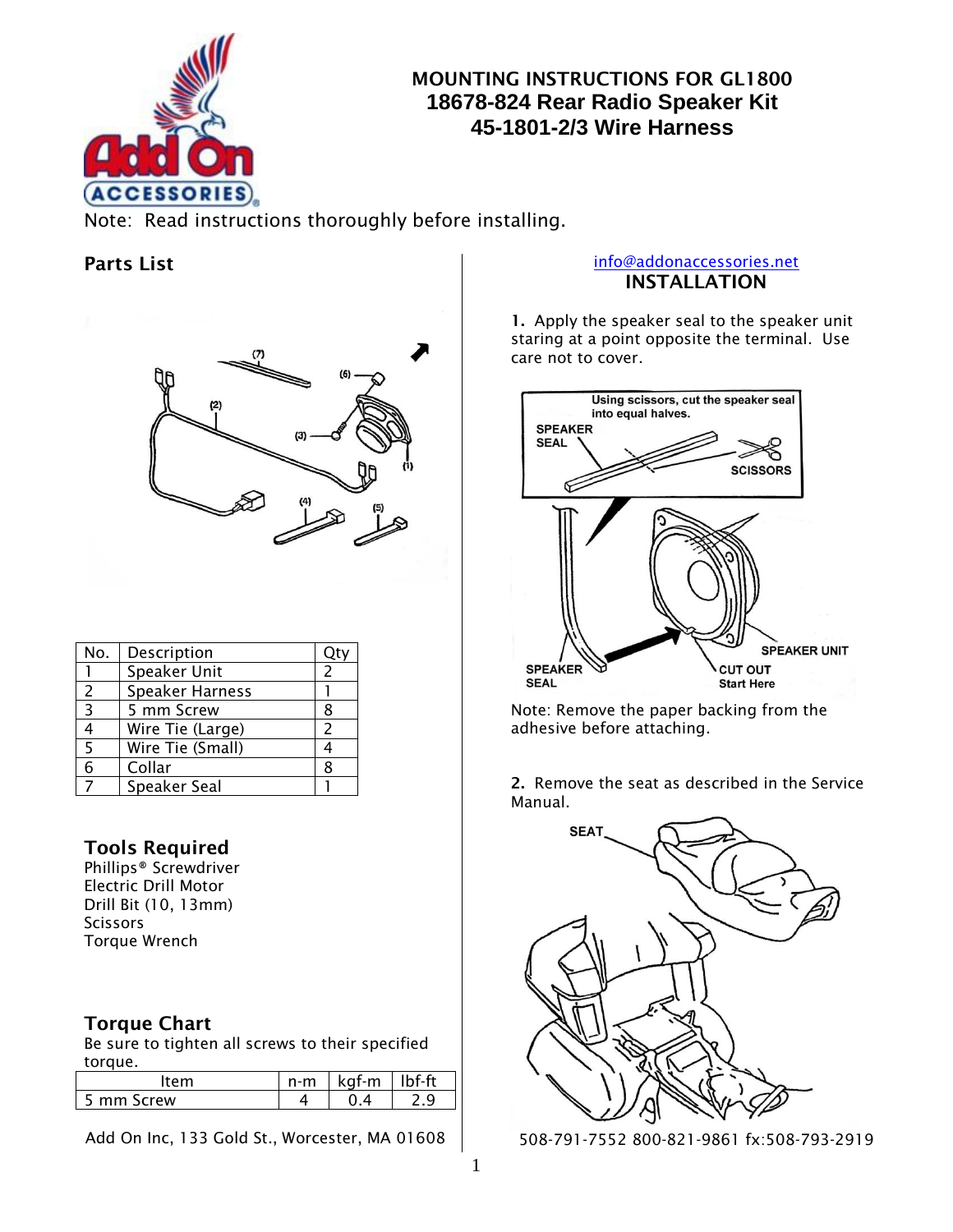# MOUNTING INSTRUCTIONS FOR GL1800
## 18678-824 Rear Radio Speaker Kit
## 45-1801-2/3 Wire Harness

Note: Read instructions thoroughly before installing.

## Parts List

| No. | Description | Qty |
|---|---|---|
| 1 | Speaker Unit | 2 |
| 2 | Speaker Harness | 1 |
| 3 | 5 mm Screw | 8 |
| 4 | Wire Tie (Large) | 2 |
| 5 | Wire Tie (Small) | 4 |
| 6 | Collar | 8 |
| 7 | Speaker Seal | 1 |

## Tools Required

Phillips® Screwdriver
Electric Drill Motor
Drill Bit (10, 13mm)
Scissors
Torque Wrench

## Torque Chart

Be sure to tighten all screws to their specified torque.

| Item | n-m | kgf-m | lbf-ft |
|---|---|---|---|
| 5 mm Screw | 4 | 0.4 | 2.9 |

Add On Inc, 133 Gold St., Worcester, MA 01608

info@addonaccessories.net

## INSTALLATION

**1.** Apply the speaker seal to the speaker unit staring at a point opposite the terminal. Use care not to cover.

Note: Remove the paper backing from the adhesive before attaching.

**2.** Remove the seat as described in the Service Manual.

508-791-7552 800-821-9861 fx:508-793-2919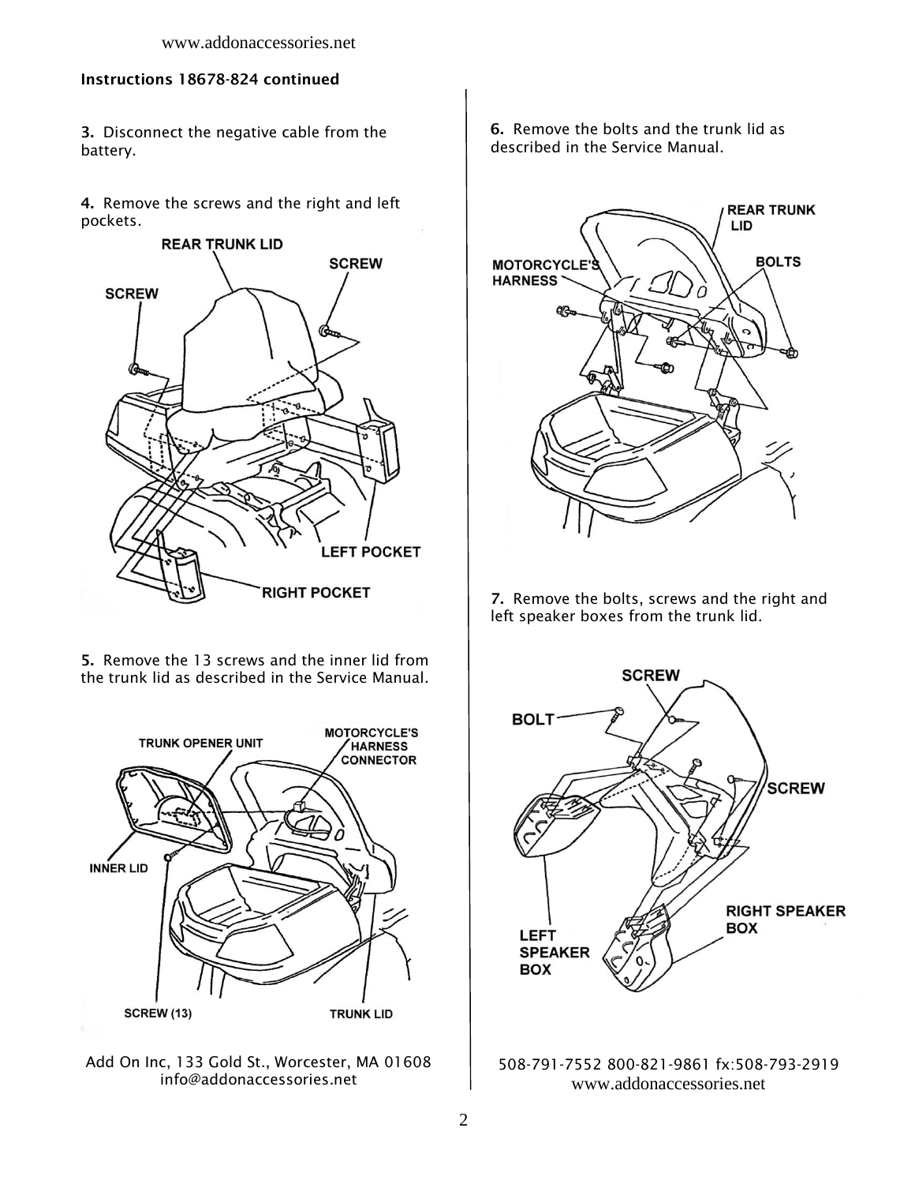**Instructions 18678-824 continued**

**3.** Disconnect the negative cable from the battery.

**4.** Remove the screws and the right and left pockets.

**5.** Remove the 13 screws and the inner lid from the trunk lid as described in the Service Manual.

**6.** Remove the bolts and the trunk lid as described in the Service Manual.

**7.** Remove the bolts, screws and the right and left speaker boxes from the trunk lid.

Add On Inc, 133 Gold St., Worcester, MA 01608
info@addonaccessories.net

508-791-7552 800-821-9861 fx:508-793-2919
www.addonaccessories.net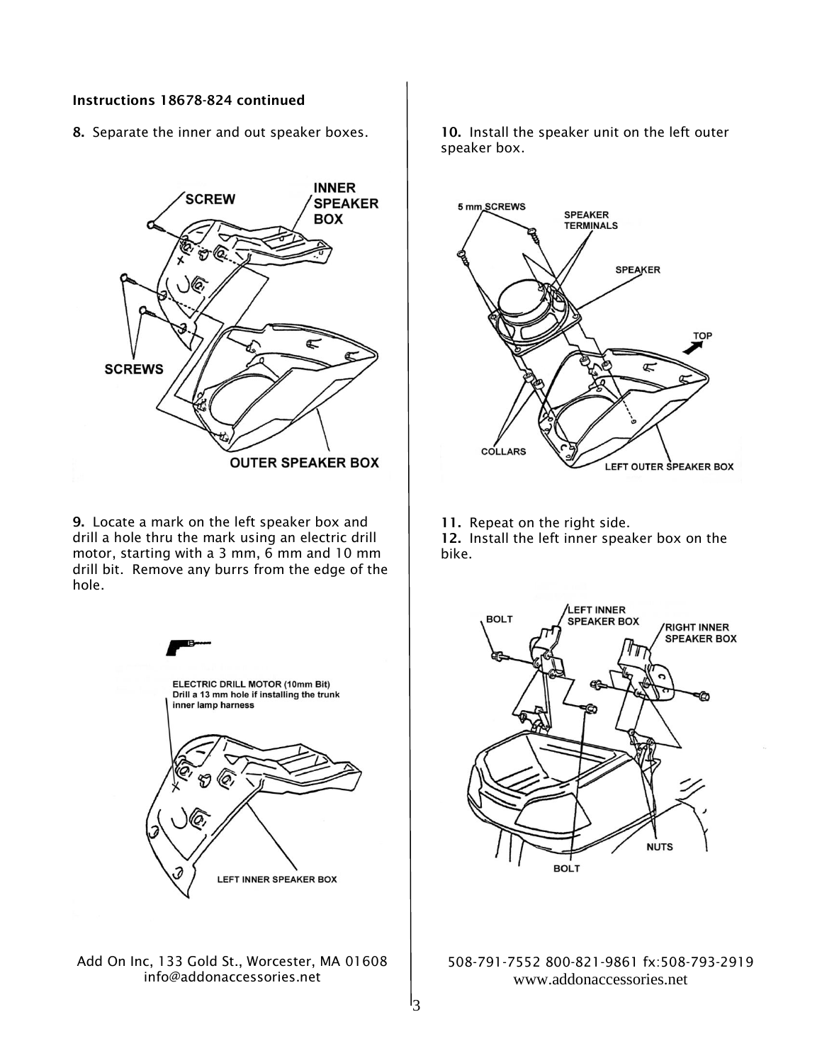**Instructions 18678-824 continued**

**8.** Separate the inner and out speaker boxes.

**9.** Locate a mark on the left speaker box and drill a hole thru the mark using an electric drill motor, starting with a 3 mm, 6 mm and 10 mm drill bit. Remove any burrs from the edge of the hole.

**10.** Install the speaker unit on the left outer speaker box.

**11.** Repeat on the right side.

**12.** Install the left inner speaker box on the bike.

Add On Inc, 133 Gold St., Worcester, MA 01608
info@addonaccessories.net

508-791-7552 800-821-9861 fx:508-793-2919
www.addonaccessories.net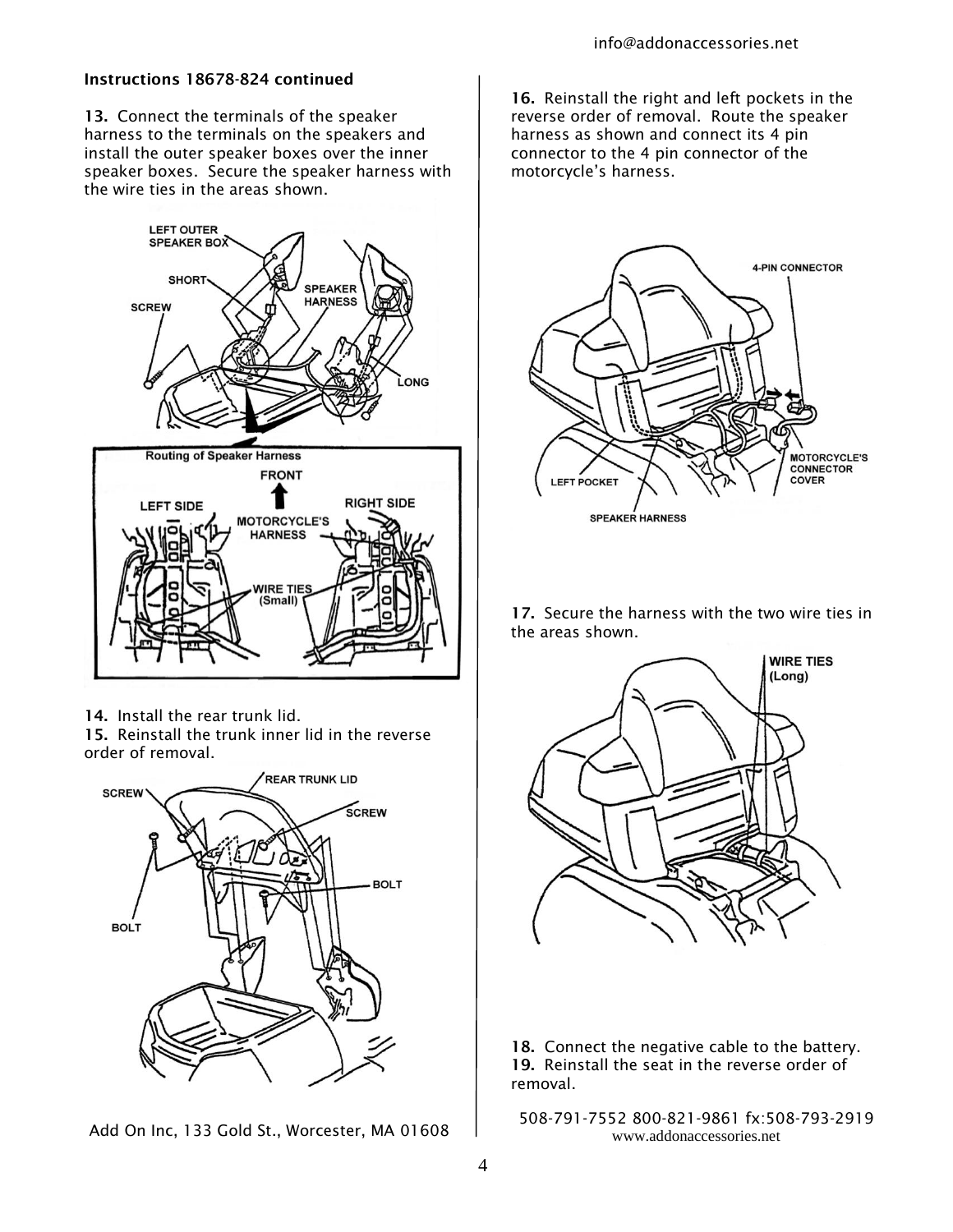**Instructions 18678-824 continued**

**13.** Connect the terminals of the speaker harness to the terminals on the speakers and install the outer speaker boxes over the inner speaker boxes. Secure the speaker harness with the wire ties in the areas shown.

LEFT OUTER SPEAKER BOX
SHORT
SCREW
SPEAKER HARNESS
LONG

Routing of Speaker Harness
FRONT
LEFT SIDE
RIGHT SIDE
MOTORCYCLE'S HARNESS
WIRE TIES (Small)

**14.** Install the rear trunk lid.
**15.** Reinstall the trunk inner lid in the reverse order of removal.

SCREW
REAR TRUNK LID
SCREW
BOLT
BOLT

**16.** Reinstall the right and left pockets in the reverse order of removal. Route the speaker harness as shown and connect its 4 pin connector to the 4 pin connector of the motorcycle's harness.

4-PIN CONNECTOR
MOTORCYCLE'S CONNECTOR COVER
LEFT POCKET
SPEAKER HARNESS

**17.** Secure the harness with the two wire ties in the areas shown.

WIRE TIES (Long)

**18.** Connect the negative cable to the battery.
**19.** Reinstall the seat in the reverse order of removal.

Add On Inc, 133 Gold St., Worcester, MA 01608

508-791-7552 800-821-9861 fx:508-793-2919
www.addonaccessories.net

info@addonaccessories.net